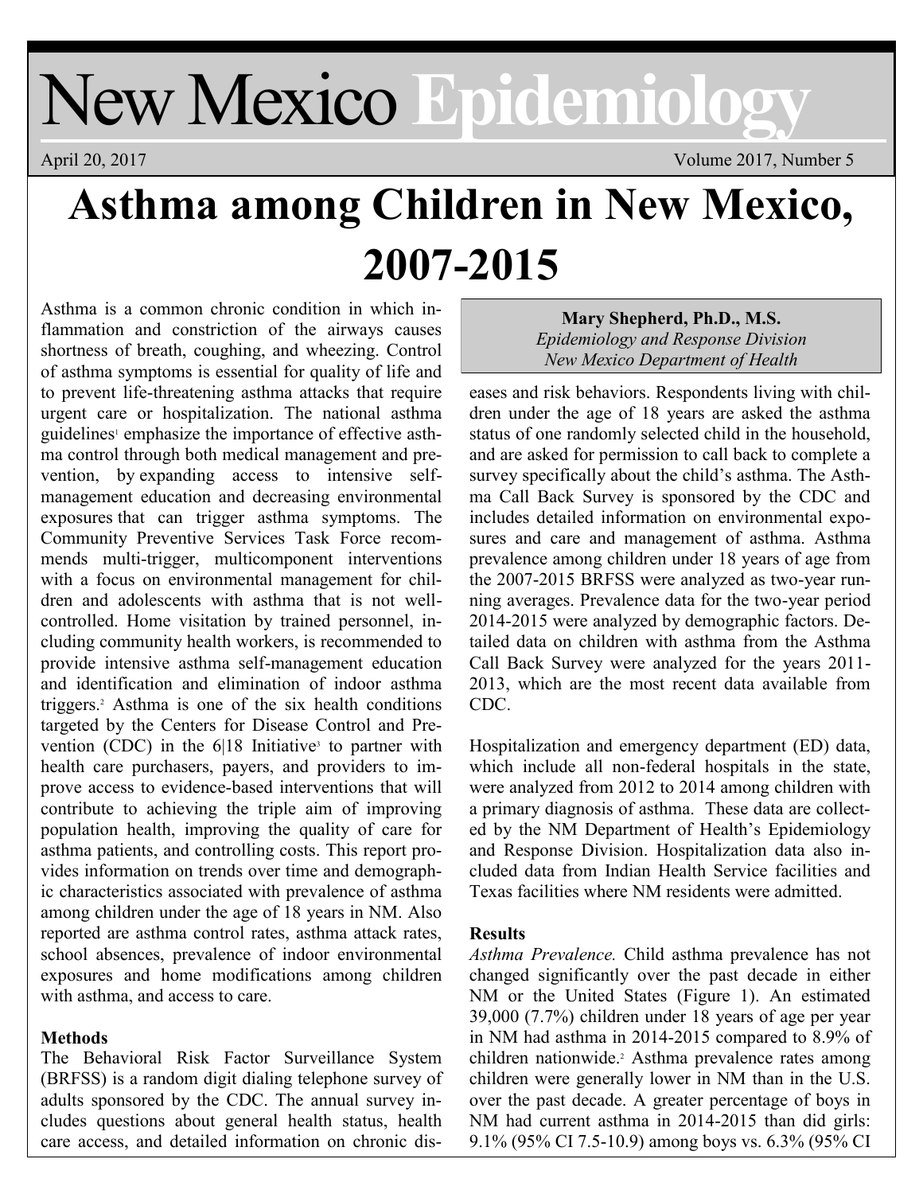# New Mexico Epidemiology

April 20, 2017

# Asthma among Children in New Mexico, 2007-2015

**Mary Shepherd, Ph.D., M.S.**
*Epidemiology and Response Division*
*New Mexico Department of Health*

Asthma is a common chronic condition in which inflammation and constriction of the airways causes shortness of breath, coughing, and wheezing. Control of asthma symptoms is essential for quality of life and to prevent life-threatening asthma attacks that require urgent care or hospitalization. The national asthma guidelines[1] emphasize the importance of effective asthma control through both medical management and prevention, by expanding access to intensive self-management education and decreasing environmental exposures that can trigger asthma symptoms. The Community Preventive Services Task Force recommends multi-trigger, multicomponent interventions with a focus on environmental management for children and adolescents with asthma that is not well-controlled. Home visitation by trained personnel, including community health workers, is recommended to provide intensive asthma self-management education and identification and elimination of indoor asthma triggers.[2] Asthma is one of the six health conditions targeted by the Centers for Disease Control and Prevention (CDC) in the 6|18 Initiative[3] to partner with health care purchasers, payers, and providers to improve access to evidence-based interventions that will contribute to achieving the triple aim of improving population health, improving the quality of care for asthma patients, and controlling costs. This report provides information on trends over time and demographic characteristics associated with prevalence of asthma among children under the age of 18 years in NM. Also reported are asthma control rates, asthma attack rates, school absences, prevalence of indoor environmental exposures and home modifications among children with asthma, and access to care.

## Methods

The Behavioral Risk Factor Surveillance System (BRFSS) is a random digit dialing telephone survey of adults sponsored by the CDC. The annual survey includes questions about general health status, health care access, and detailed information on chronic diseases and risk behaviors. Respondents living with children under the age of 18 years are asked the asthma status of one randomly selected child in the household, and are asked for permission to call back to complete a survey specifically about the child's asthma. The Asthma Call Back Survey is sponsored by the CDC and includes detailed information on environmental exposures and care and management of asthma. Asthma prevalence among children under 18 years of age from the 2007-2015 BRFSS were analyzed as two-year running averages. Prevalence data for the two-year period 2014-2015 were analyzed by demographic factors. Detailed data on children with asthma from the Asthma Call Back Survey were analyzed for the years 2011-2013, which are the most recent data available from CDC.

Hospitalization and emergency department (ED) data, which include all non-federal hospitals in the state, were analyzed from 2012 to 2014 among children with a primary diagnosis of asthma. These data are collected by the NM Department of Health's Epidemiology and Response Division. Hospitalization data also included data from Indian Health Service facilities and Texas facilities where NM residents were admitted.

## Results

*Asthma Prevalence.* Child asthma prevalence has not changed significantly over the past decade in either NM or the United States (Figure 1). An estimated 39,000 (7.7%) children under 18 years of age per year in NM had asthma in 2014-2015 compared to 8.9% of children nationwide.[2] Asthma prevalence rates among children were generally lower in NM than in the U.S. over the past decade. A greater percentage of boys in NM had current asthma in 2014-2015 than did girls: 9.1% (95% CI 7.5-10.9) among boys vs. 6.3% (95% CI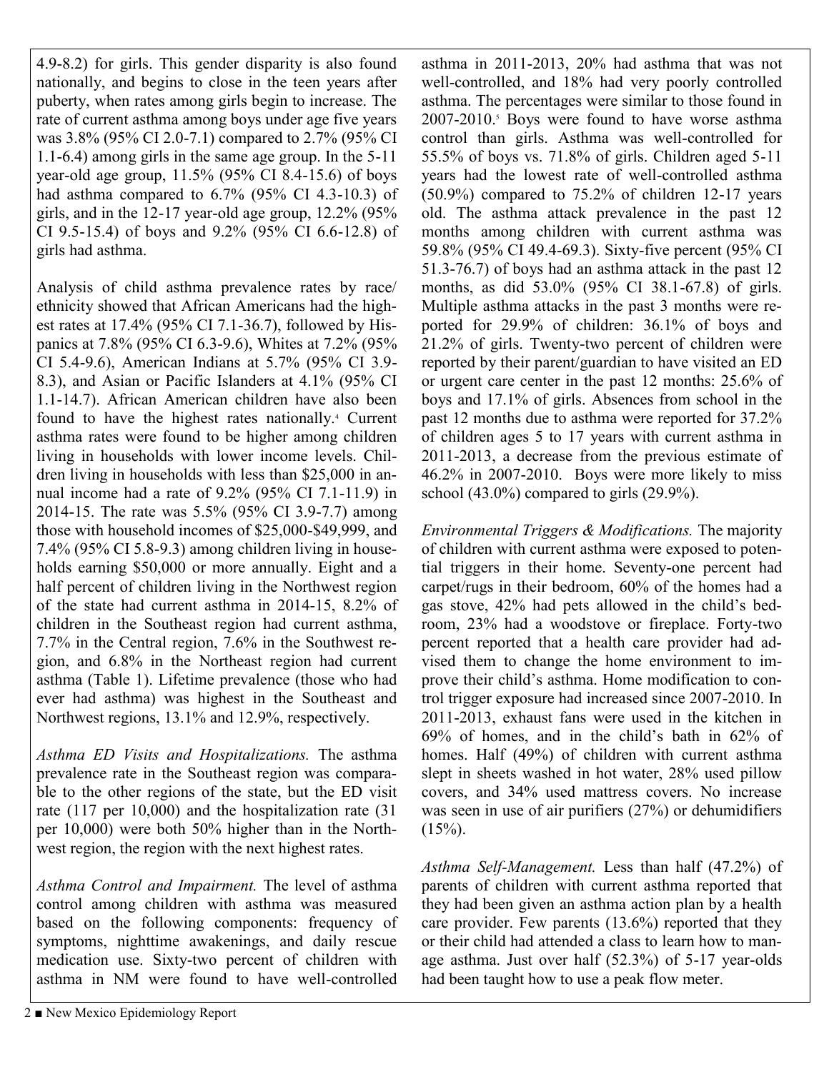4.9-8.2) for girls. This gender disparity is also found nationally, and begins to close in the teen years after puberty, when rates among girls begin to increase. The rate of current asthma among boys under age five years was 3.8% (95% CI 2.0-7.1) compared to 2.7% (95% CI 1.1-6.4) among girls in the same age group. In the 5-11 year-old age group, 11.5% (95% CI 8.4-15.6) of boys had asthma compared to 6.7% (95% CI 4.3-10.3) of girls, and in the 12-17 year-old age group, 12.2% (95% CI 9.5-15.4) of boys and 9.2% (95% CI 6.6-12.8) of girls had asthma.

Analysis of child asthma prevalence rates by race/ethnicity showed that African Americans had the highest rates at 17.4% (95% CI 7.1-36.7), followed by Hispanics at 7.8% (95% CI 6.3-9.6), Whites at 7.2% (95% CI 5.4-9.6), American Indians at 5.7% (95% CI 3.9-8.3), and Asian or Pacific Islanders at 4.1% (95% CI 1.1-14.7). African American children have also been found to have the highest rates nationally.[4] Current asthma rates were found to be higher among children living in households with lower income levels. Children living in households with less than $25,000 in annual income had a rate of 9.2% (95% CI 7.1-11.9) in 2014-15. The rate was 5.5% (95% CI 3.9-7.7) among those with household incomes of $25,000-$49,999, and 7.4% (95% CI 5.8-9.3) among children living in households earning $50,000 or more annually. Eight and a half percent of children living in the Northwest region of the state had current asthma in 2014-15, 8.2% of children in the Southeast region had current asthma, 7.7% in the Central region, 7.6% in the Southwest region, and 6.8% in the Northeast region had current asthma (Table 1). Lifetime prevalence (those who had ever had asthma) was highest in the Southeast and Northwest regions, 13.1% and 12.9%, respectively.

*Asthma ED Visits and Hospitalizations.* The asthma prevalence rate in the Southeast region was comparable to the other regions of the state, but the ED visit rate (117 per 10,000) and the hospitalization rate (31 per 10,000) were both 50% higher than in the Northwest region, the region with the next highest rates.

*Asthma Control and Impairment.* The level of asthma control among children with asthma was measured based on the following components: frequency of symptoms, nighttime awakenings, and daily rescue medication use. Sixty-two percent of children with asthma in NM were found to have well-controlled asthma in 2011-2013, 20% had asthma that was not well-controlled, and 18% had very poorly controlled asthma. The percentages were similar to those found in 2007-2010.[5] Boys were found to have worse asthma control than girls. Asthma was well-controlled for 55.5% of boys vs. 71.8% of girls. Children aged 5-11 years had the lowest rate of well-controlled asthma (50.9%) compared to 75.2% of children 12-17 years old. The asthma attack prevalence in the past 12 months among children with current asthma was 59.8% (95% CI 49.4-69.3). Sixty-five percent (95% CI 51.3-76.7) of boys had an asthma attack in the past 12 months, as did 53.0% (95% CI 38.1-67.8) of girls. Multiple asthma attacks in the past 3 months were reported for 29.9% of children: 36.1% of boys and 21.2% of girls. Twenty-two percent of children were reported by their parent/guardian to have visited an ED or urgent care center in the past 12 months: 25.6% of boys and 17.1% of girls. Absences from school in the past 12 months due to asthma were reported for 37.2% of children ages 5 to 17 years with current asthma in 2011-2013, a decrease from the previous estimate of 46.2% in 2007-2010. Boys were more likely to miss school (43.0%) compared to girls (29.9%).

*Environmental Triggers & Modifications.* The majority of children with current asthma were exposed to potential triggers in their home. Seventy-one percent had carpet/rugs in their bedroom, 60% of the homes had a gas stove, 42% had pets allowed in the child's bedroom, 23% had a woodstove or fireplace. Forty-two percent reported that a health care provider had advised them to change the home environment to improve their child's asthma. Home modification to control trigger exposure had increased since 2007-2010. In 2011-2013, exhaust fans were used in the kitchen in 69% of homes, and in the child's bath in 62% of homes. Half (49%) of children with current asthma slept in sheets washed in hot water, 28% used pillow covers, and 34% used mattress covers. No increase was seen in use of air purifiers (27%) or dehumidifiers (15%).

*Asthma Self-Management.* Less than half (47.2%) of parents of children with current asthma reported that they had been given an asthma action plan by a health care provider. Few parents (13.6%) reported that they or their child had attended a class to learn how to manage asthma. Just over half (52.3%) of 5-17 year-olds had been taught how to use a peak flow meter.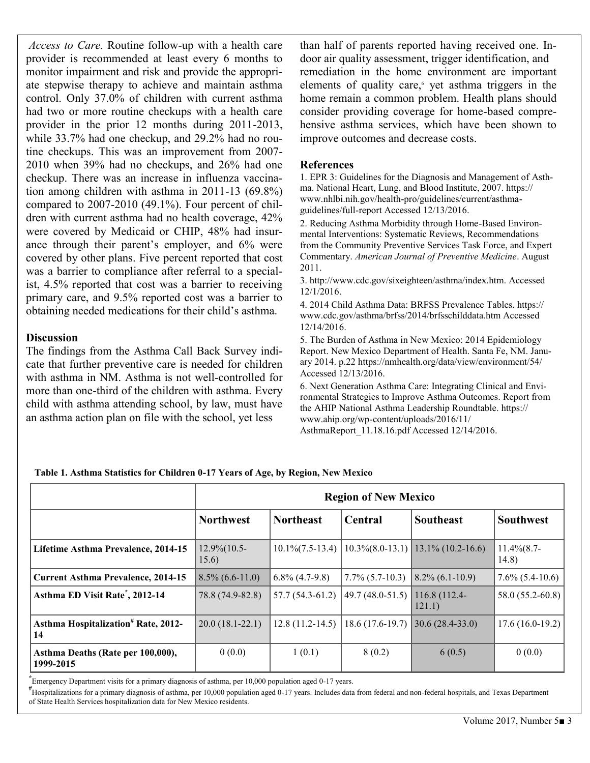*Access to Care.* Routine follow-up with a health care provider is recommended at least every 6 months to monitor impairment and risk and provide the appropriate stepwise therapy to achieve and maintain asthma control. Only 37.0% of children with current asthma had two or more routine checkups with a health care provider in the prior 12 months during 2011-2013, while 33.7% had one checkup, and 29.2% had no routine checkups. This was an improvement from 2007-2010 when 39% had no checkups, and 26% had one checkup. There was an increase in influenza vaccination among children with asthma in 2011-13 (69.8%) compared to 2007-2010 (49.1%). Four percent of children with current asthma had no health coverage, 42% were covered by Medicaid or CHIP, 48% had insurance through their parent's employer, and 6% were covered by other plans. Five percent reported that cost was a barrier to compliance after referral to a specialist, 4.5% reported that cost was a barrier to receiving primary care, and 9.5% reported cost was a barrier to obtaining needed medications for their child's asthma.

## Discussion

The findings from the Asthma Call Back Survey indicate that further preventive care is needed for children with asthma in NM. Asthma is not well-controlled for more than one-third of the children with asthma. Every child with asthma attending school, by law, must have an asthma action plan on file with the school, yet less than half of parents reported having received one. Indoor air quality assessment, trigger identification, and remediation in the home environment are important elements of quality care,[6] yet asthma triggers in the home remain a common problem. Health plans should consider providing coverage for home-based comprehensive asthma services, which have been shown to improve outcomes and decrease costs.

## References

1. EPR 3: Guidelines for the Diagnosis and Management of Asthma. National Heart, Lung, and Blood Institute, 2007. https://www.nhlbi.nih.gov/health-pro/guidelines/current/asthma-guidelines/full-report Accessed 12/13/2016.
2. Reducing Asthma Morbidity through Home-Based Environmental Interventions: Systematic Reviews, Recommendations from the Community Preventive Services Task Force, and Expert Commentary. *American Journal of Preventive Medicine*. August 2011.
3. http://www.cdc.gov/sixeighteen/asthma/index.htm. Accessed 12/1/2016.
4. 2014 Child Asthma Data: BRFSS Prevalence Tables. https://www.cdc.gov/asthma/brfss/2014/brfsschilddata.htm Accessed 12/14/2016.
5. The Burden of Asthma in New Mexico: 2014 Epidemiology Report. New Mexico Department of Health. Santa Fe, NM. January 2014. p.22 https://nmhealth.org/data/view/environment/54/ Accessed 12/13/2016.
6. Next Generation Asthma Care: Integrating Clinical and Environmental Strategies to Improve Asthma Outcomes. Report from the AHIP National Asthma Leadership Roundtable. https://www.ahip.org/wp-content/uploads/2016/11/AsthmaReport_11.18.16.pdf Accessed 12/14/2016.

**Table 1. Asthma Statistics for Children 0-17 Years of Age, by Region, New Mexico**

| | Region of New Mexico | | | | |
|---|---|---|---|---|---|
| | **Northwest** | **Northeast** | **Central** | **Southeast** | **Southwest** |
| **Lifetime Asthma Prevalence, 2014-15** | 12.9%(10.5-15.6) | 10.1%(7.5-13.4) | 10.3%(8.0-13.1) | 13.1% (10.2-16.6) | 11.4%(8.7-14.8) |
| **Current Asthma Prevalence, 2014-15** | 8.5% (6.6-11.0) | 6.8% (4.7-9.8) | 7.7% (5.7-10.3) | 8.2% (6.1-10.9) | 7.6% (5.4-10.6) |
| **Asthma ED Visit Rate*, 2012-14** | 78.8 (74.9-82.8) | 57.7 (54.3-61.2) | 49.7 (48.0-51.5) | 116.8 (112.4-121.1) | 58.0 (55.2-60.8) |
| **Asthma Hospitalization# Rate, 2012-14** | 20.0 (18.1-22.1) | 12.8 (11.2-14.5) | 18.6 (17.6-19.7) | 30.6 (28.4-33.0) | 17.6 (16.0-19.2) |
| **Asthma Deaths (Rate per 100,000), 1999-2015** | 0 (0.0) | 1 (0.1) | 8 (0.2) | 6 (0.5) | 0 (0.0) |

*Emergency Department visits for a primary diagnosis of asthma, per 10,000 population aged 0-17 years.

#Hospitalizations for a primary diagnosis of asthma, per 10,000 population aged 0-17 years. Includes data from federal and non-federal hospitals, and Texas Department of State Health Services hospitalization data for New Mexico residents.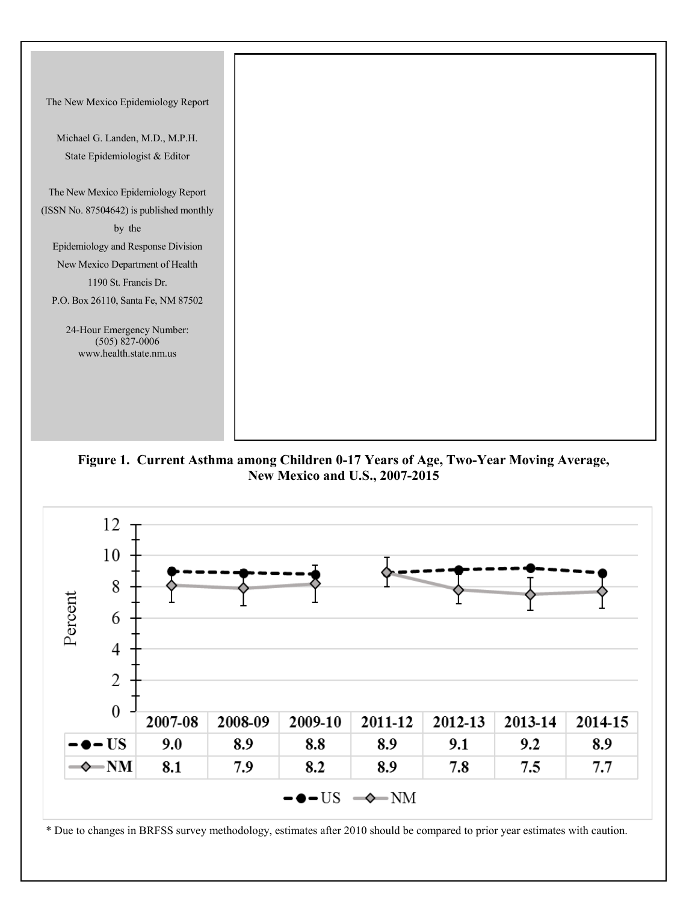The New Mexico Epidemiology Report

Michael G. Landen, M.D., M.P.H.
State Epidemiologist & Editor

The New Mexico Epidemiology Report (ISSN No. 87504642) is published monthly by the Epidemiology and Response Division
New Mexico Department of Health
1190 St. Francis Dr.
P.O. Box 26110, Santa Fe, NM 87502

24-Hour Emergency Number:
(505) 827-0006
www.health.state.nm.us

**Figure 1. Current Asthma among Children 0-17 Years of Age, Two-Year Moving Average, New Mexico and U.S., 2007-2015**

Percent

12
10
8
6
4
2
0

2007-08 2008-09 2009-10 2011-12 2012-13 2013-14 2014-15

US 9.0 8.9 8.8 8.9 9.1 9.2 8.9

NM 8.1 7.9 8.2 8.9 7.8 7.5 7.7

US NM

\* Due to changes in BRFSS survey methodology, estimates after 2010 should be compared to prior year estimates with caution.